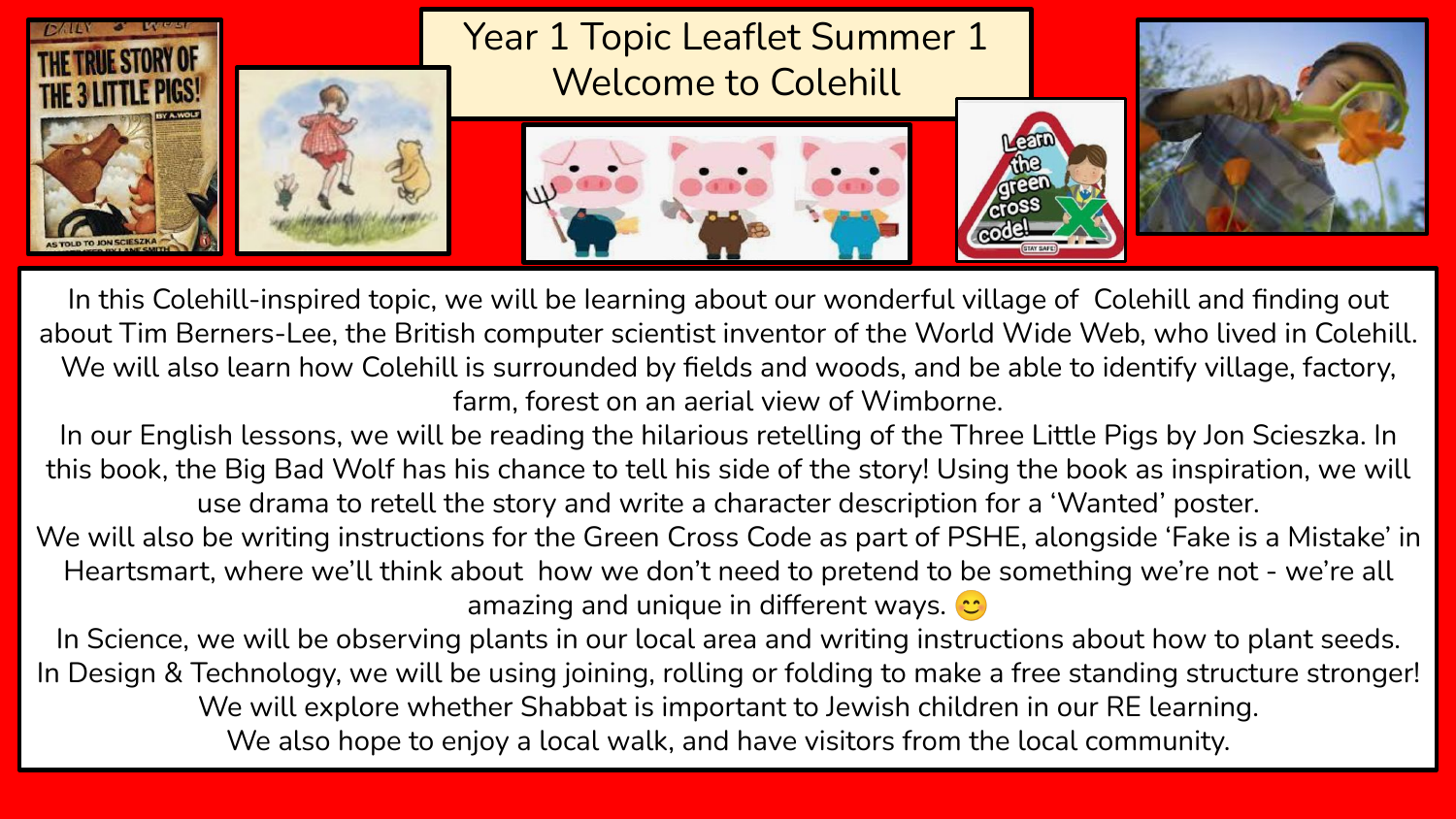# Year 1 Topic Leaflet Summer 1
## Welcome to Colehill

In this Colehill-inspired topic, we will be learning about our wonderful village of Colehill and finding out about Tim Berners-Lee, the British computer scientist inventor of the World Wide Web, who lived in Colehill. We will also learn how Colehill is surrounded by fields and woods, and be able to identify village, factory, farm, forest on an aerial view of Wimborne.

In our English lessons, we will be reading the hilarious retelling of the Three Little Pigs by Jon Scieszka. In this book, the Big Bad Wolf has his chance to tell his side of the story! Using the book as inspiration, we will use drama to retell the story and write a character description for a 'Wanted' poster.

We will also be writing instructions for the Green Cross Code as part of PSHE, alongside 'Fake is a Mistake' in Heartsmart, where we'll think about how we don't need to pretend to be something we're not - we're all amazing and unique in different ways. 😊

In Science, we will be observing plants in our local area and writing instructions about how to plant seeds.

In Design & Technology, we will be using joining, rolling or folding to make a free standing structure stronger!

We will explore whether Shabbat is important to Jewish children in our RE learning.

We also hope to enjoy a local walk, and have visitors from the local community.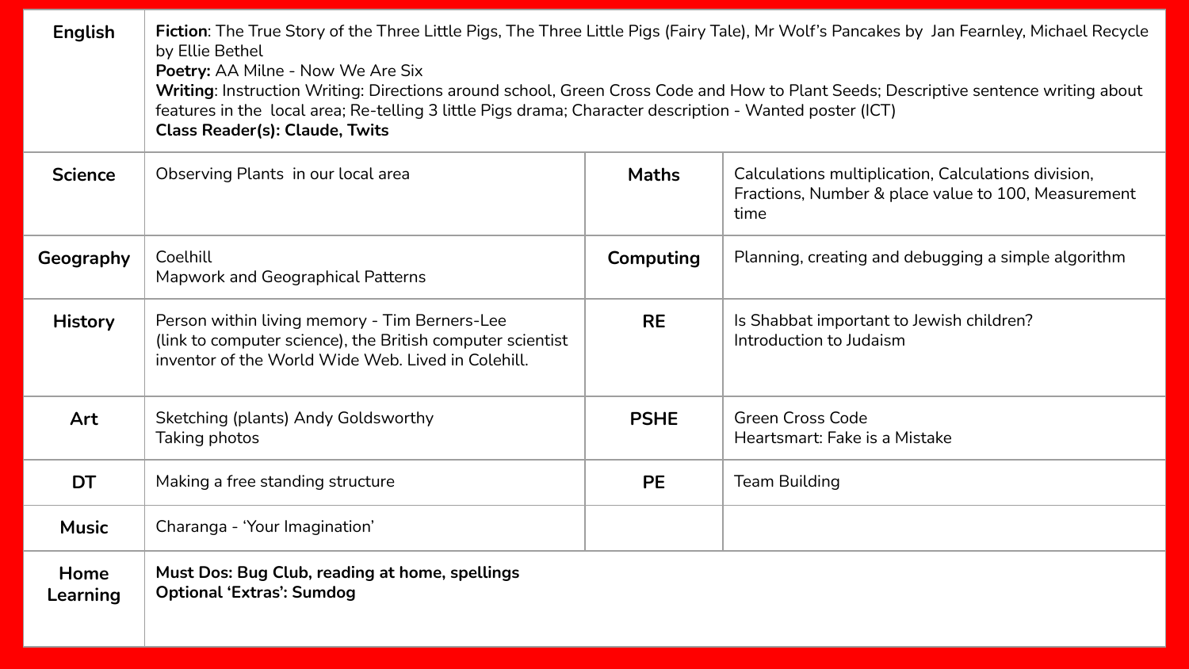| | | | |
|---|---|---|---|
| **English** | **Fiction**: The True Story of the Three Little Pigs, The Three Little Pigs (Fairy Tale), Mr Wolf's Pancakes by Jan Fearnley, Michael Recycle by Ellie Bethel<br>**Poetry:** AA Milne - Now We Are Six<br>**Writing**: Instruction Writing: Directions around school, Green Cross Code and How to Plant Seeds; Descriptive sentence writing about features in the local area; Re-telling 3 little Pigs drama; Character description - Wanted poster (ICT)<br>**Class Reader(s): Claude, Twits** | | |
| **Science** | Observing Plants in our local area | **Maths** | Calculations multiplication, Calculations division, Fractions, Number & place value to 100, Measurement time |
| **Geography** | Coelhill<br>Mapwork and Geographical Patterns | **Computing** | Planning, creating and debugging a simple algorithm |
| **History** | Person within living memory - Tim Berners-Lee (link to computer science), the British computer scientist inventor of the World Wide Web. Lived in Colehill. | **RE** | Is Shabbat important to Jewish children?<br>Introduction to Judaism |
| **Art** | Sketching (plants) Andy Goldsworthy<br>Taking photos | **PSHE** | Green Cross Code<br>Heartsmart: Fake is a Mistake |
| **DT** | Making a free standing structure | **PE** | Team Building |
| **Music** | Charanga - 'Your Imagination' | | |
| **Home Learning** | **Must Dos: Bug Club, reading at home, spellings**<br>**Optional 'Extras': Sumdog** | | |